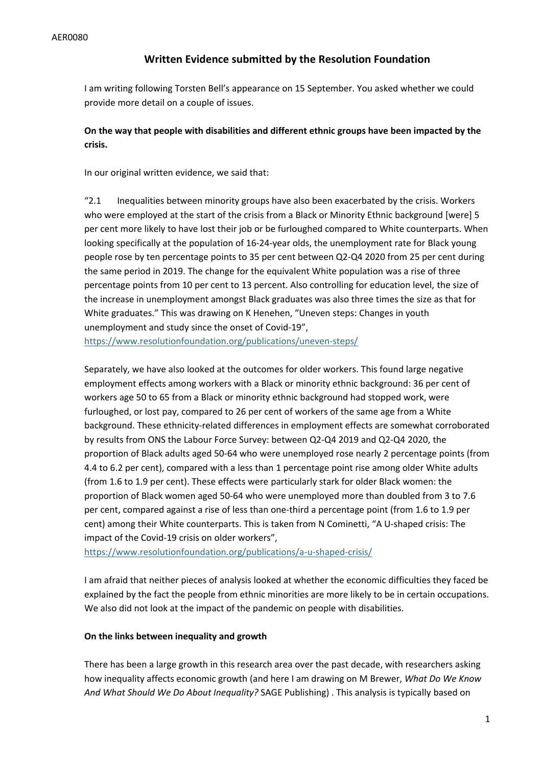AER0080

# Written Evidence submitted by the Resolution Foundation

I am writing following Torsten Bell's appearance on 15 September. You asked whether we could provide more detail on a couple of issues.

**On the way that people with disabilities and different ethnic groups have been impacted by the crisis.**

In our original written evidence, we said that:

"2.1 Inequalities between minority groups have also been exacerbated by the crisis. Workers who were employed at the start of the crisis from a Black or Minority Ethnic background [were] 5 per cent more likely to have lost their job or be furloughed compared to White counterparts. When looking specifically at the population of 16-24-year olds, the unemployment rate for Black young people rose by ten percentage points to 35 per cent between Q2-Q4 2020 from 25 per cent during the same period in 2019. The change for the equivalent White population was a rise of three percentage points from 10 per cent to 13 percent. Also controlling for education level, the size of the increase in unemployment amongst Black graduates was also three times the size as that for White graduates." This was drawing on K Henehen, "Uneven steps: Changes in youth unemployment and study since the onset of Covid-19", https://www.resolutionfoundation.org/publications/uneven-steps/

Separately, we have also looked at the outcomes for older workers. This found large negative employment effects among workers with a Black or minority ethnic background: 36 per cent of workers age 50 to 65 from a Black or minority ethnic background had stopped work, were furloughed, or lost pay, compared to 26 per cent of workers of the same age from a White background. These ethnicity-related differences in employment effects are somewhat corroborated by results from ONS the Labour Force Survey: between Q2-Q4 2019 and Q2-Q4 2020, the proportion of Black adults aged 50-64 who were unemployed rose nearly 2 percentage points (from 4.4 to 6.2 per cent), compared with a less than 1 percentage point rise among older White adults (from 1.6 to 1.9 per cent). These effects were particularly stark for older Black women: the proportion of Black women aged 50-64 who were unemployed more than doubled from 3 to 7.6 per cent, compared against a rise of less than one-third a percentage point (from 1.6 to 1.9 per cent) among their White counterparts. This is taken from N Cominetti, "A U-shaped crisis: The impact of the Covid-19 crisis on older workers", https://www.resolutionfoundation.org/publications/a-u-shaped-crisis/

I am afraid that neither pieces of analysis looked at whether the economic difficulties they faced be explained by the fact the people from ethnic minorities are more likely to be in certain occupations. We also did not look at the impact of the pandemic on people with disabilities.

**On the links between inequality and growth**

There has been a large growth in this research area over the past decade, with researchers asking how inequality affects economic growth (and here I am drawing on M Brewer, *What Do We Know And What Should We Do About Inequality?* SAGE Publishing) . This analysis is typically based on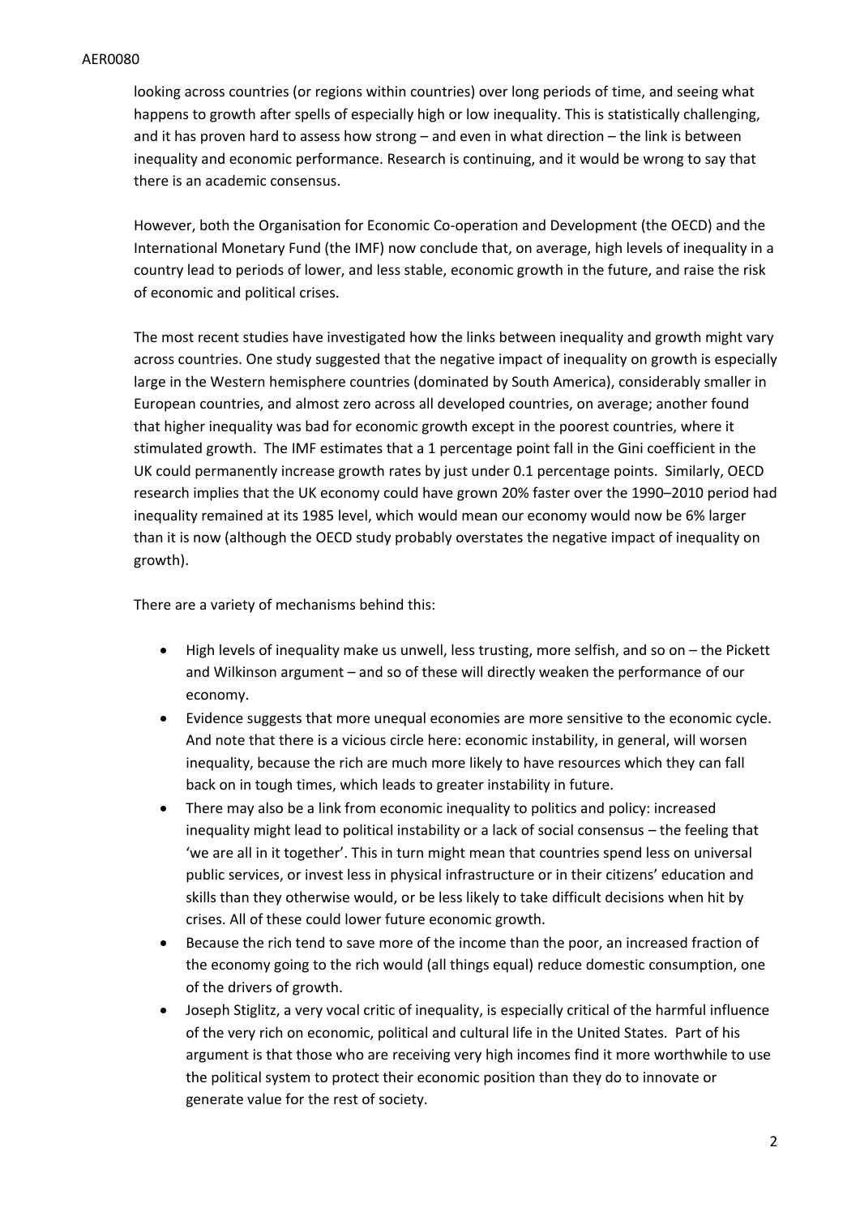looking across countries (or regions within countries) over long periods of time, and seeing what happens to growth after spells of especially high or low inequality. This is statistically challenging, and it has proven hard to assess how strong – and even in what direction – the link is between inequality and economic performance. Research is continuing, and it would be wrong to say that there is an academic consensus.

However, both the Organisation for Economic Co-operation and Development (the OECD) and the International Monetary Fund (the IMF) now conclude that, on average, high levels of inequality in a country lead to periods of lower, and less stable, economic growth in the future, and raise the risk of economic and political crises.

The most recent studies have investigated how the links between inequality and growth might vary across countries. One study suggested that the negative impact of inequality on growth is especially large in the Western hemisphere countries (dominated by South America), considerably smaller in European countries, and almost zero across all developed countries, on average; another found that higher inequality was bad for economic growth except in the poorest countries, where it stimulated growth. The IMF estimates that a 1 percentage point fall in the Gini coefficient in the UK could permanently increase growth rates by just under 0.1 percentage points. Similarly, OECD research implies that the UK economy could have grown 20% faster over the 1990–2010 period had inequality remained at its 1985 level, which would mean our economy would now be 6% larger than it is now (although the OECD study probably overstates the negative impact of inequality on growth).

There are a variety of mechanisms behind this:

- High levels of inequality make us unwell, less trusting, more selfish, and so on – the Pickett and Wilkinson argument – and so of these will directly weaken the performance of our economy.
- Evidence suggests that more unequal economies are more sensitive to the economic cycle. And note that there is a vicious circle here: economic instability, in general, will worsen inequality, because the rich are much more likely to have resources which they can fall back on in tough times, which leads to greater instability in future.
- There may also be a link from economic inequality to politics and policy: increased inequality might lead to political instability or a lack of social consensus – the feeling that 'we are all in it together'. This in turn might mean that countries spend less on universal public services, or invest less in physical infrastructure or in their citizens' education and skills than they otherwise would, or be less likely to take difficult decisions when hit by crises. All of these could lower future economic growth.
- Because the rich tend to save more of the income than the poor, an increased fraction of the economy going to the rich would (all things equal) reduce domestic consumption, one of the drivers of growth.
- Joseph Stiglitz, a very vocal critic of inequality, is especially critical of the harmful influence of the very rich on economic, political and cultural life in the United States. Part of his argument is that those who are receiving very high incomes find it more worthwhile to use the political system to protect their economic position than they do to innovate or generate value for the rest of society.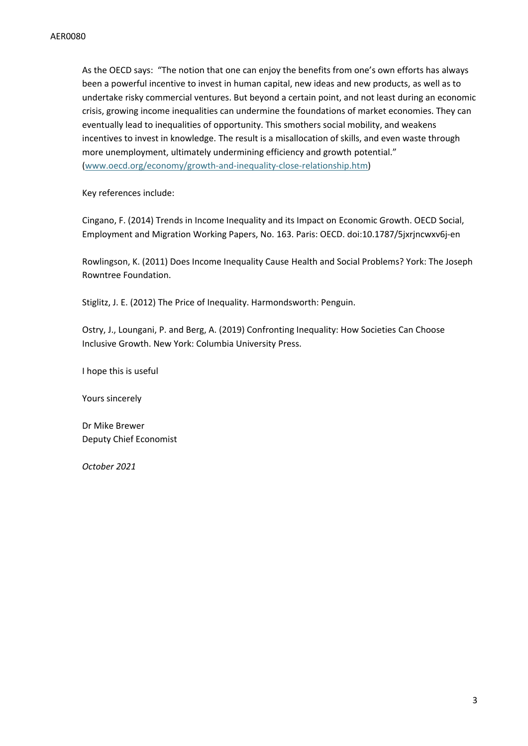As the OECD says: “The notion that one can enjoy the benefits from one’s own efforts has always been a powerful incentive to invest in human capital, new ideas and new products, as well as to undertake risky commercial ventures. But beyond a certain point, and not least during an economic crisis, growing income inequalities can undermine the foundations of market economies. They can eventually lead to inequalities of opportunity. This smothers social mobility, and weakens incentives to invest in knowledge. The result is a misallocation of skills, and even waste through more unemployment, ultimately undermining efficiency and growth potential.” ([www.oecd.org/economy/growth-and-inequality-close-relationship.htm](www.oecd.org/economy/growth-and-inequality-close-relationship.htm))

Key references include:

Cingano, F. (2014) Trends in Income Inequality and its Impact on Economic Growth. OECD Social, Employment and Migration Working Papers, No. 163. Paris: OECD. doi:10.1787/5jxrjncwxv6j-en

Rowlingson, K. (2011) Does Income Inequality Cause Health and Social Problems? York: The Joseph Rowntree Foundation.

Stiglitz, J. E. (2012) The Price of Inequality. Harmondsworth: Penguin.

Ostry, J., Loungani, P. and Berg, A. (2019) Confronting Inequality: How Societies Can Choose Inclusive Growth. New York: Columbia University Press.

I hope this is useful

Yours sincerely

Dr Mike Brewer
Deputy Chief Economist

*October 2021*